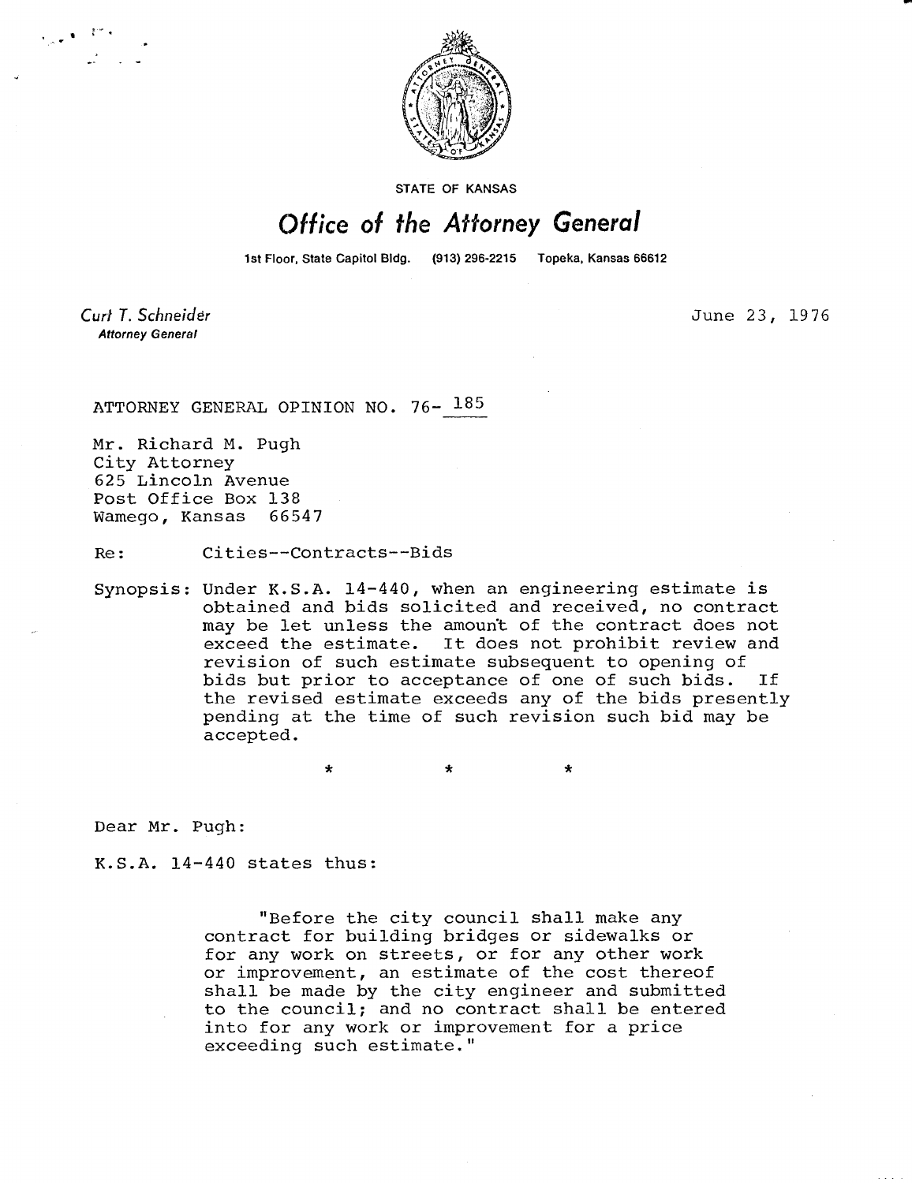STATE OF KANSAS

# Office of the Attorney General

1st Floor, State Capitol Bldg. (913) 296-2215 Topeka, Kansas 66612

*Curt T. Schneider*
**Attorney General**

June 23, 1976

ATTORNEY GENERAL OPINION NO. 76- 185

Mr. Richard M. Pugh
City Attorney
625 Lincoln Avenue
Post Office Box 138
Wamego, Kansas 66547

Re: Cities--Contracts--Bids

Synopsis: Under K.S.A. 14-440, when an engineering estimate is obtained and bids solicited and received, no contract may be let unless the amount of the contract does not exceed the estimate. It does not prohibit review and revision of such estimate subsequent to opening of bids but prior to acceptance of one of such bids. If the revised estimate exceeds any of the bids presently pending at the time of such revision such bid may be accepted.

\* \* \*

Dear Mr. Pugh:

K.S.A. 14-440 states thus:

> "Before the city council shall make any contract for building bridges or sidewalks or for any work on streets, or for any other work or improvement, an estimate of the cost thereof shall be made by the city engineer and submitted to the council; and no contract shall be entered into for any work or improvement for a price exceeding such estimate."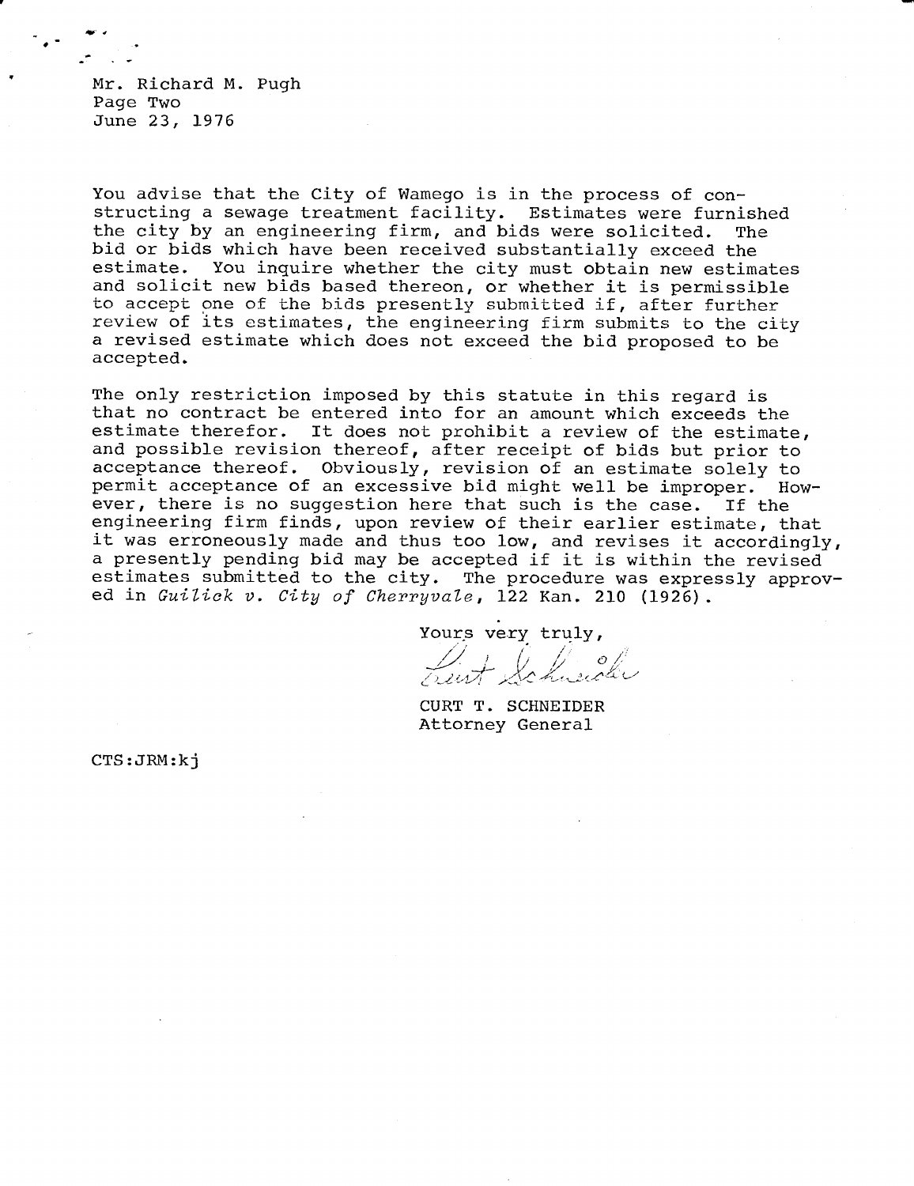Mr. Richard M. Pugh
Page Two
June 23, 1976

You advise that the City of Wamego is in the process of constructing a sewage treatment facility. Estimates were furnished the city by an engineering firm, and bids were solicited. The bid or bids which have been received substantially exceed the estimate. You inquire whether the city must obtain new estimates and solicit new bids based thereon, or whether it is permissible to accept one of the bids presently submitted if, after further review of its estimates, the engineering firm submits to the city a revised estimate which does not exceed the bid proposed to be accepted.

The only restriction imposed by this statute in this regard is that no contract be entered into for an amount which exceeds the estimate therefor. It does not prohibit a review of the estimate, and possible revision thereof, after receipt of bids but prior to acceptance thereof. Obviously, revision of an estimate solely to permit acceptance of an excessive bid might well be improper. However, there is no suggestion here that such is the case. If the engineering firm finds, upon review of their earlier estimate, that it was erroneously made and thus too low, and revises it accordingly, a presently pending bid may be accepted if it is within the revised estimates submitted to the city. The procedure was expressly approved in *Gullick v. City of Cherryvale*, 122 Kan. 210 (1926).

Yours very truly,

CURT T. SCHNEIDER
Attorney General

CTS:JRM:kj